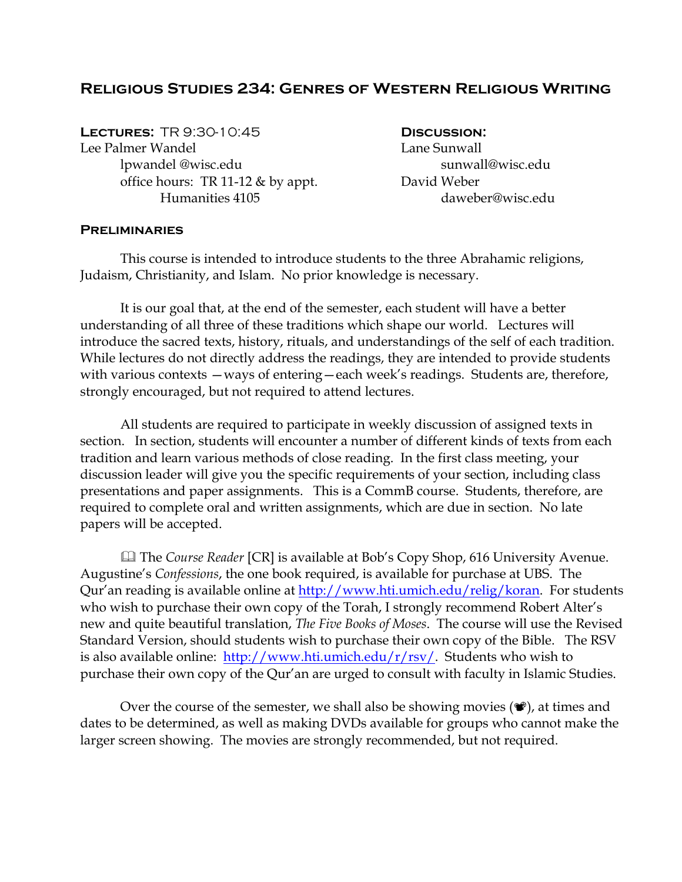# Religious Studies 234: Genres of Western Religious Writing

**Lectures:** TR 9:30-10:45
Lee Palmer Wandel
lpwandel @wisc.edu
office hours: TR 11-12 & by appt.
Humanities 4105

**Discussion:**
Lane Sunwall
sunwall@wisc.edu
David Weber
daweber@wisc.edu

## Preliminaries

This course is intended to introduce students to the three Abrahamic religions, Judaism, Christianity, and Islam. No prior knowledge is necessary.

It is our goal that, at the end of the semester, each student will have a better understanding of all three of these traditions which shape our world. Lectures will introduce the sacred texts, history, rituals, and understandings of the self of each tradition. While lectures do not directly address the readings, they are intended to provide students with various contexts —ways of entering—each week's readings. Students are, therefore, strongly encouraged, but not required to attend lectures.

All students are required to participate in weekly discussion of assigned texts in section. In section, students will encounter a number of different kinds of texts from each tradition and learn various methods of close reading. In the first class meeting, your discussion leader will give you the specific requirements of your section, including class presentations and paper assignments. This is a CommB course. Students, therefore, are required to complete oral and written assignments, which are due in section. No late papers will be accepted.

🕮 The *Course Reader* [CR] is available at Bob's Copy Shop, 616 University Avenue. Augustine's *Confessions*, the one book required, is available for purchase at UBS. The Qur'an reading is available online at http://www.hti.umich.edu/relig/koran. For students who wish to purchase their own copy of the Torah, I strongly recommend Robert Alter's new and quite beautiful translation, *The Five Books of Moses*. The course will use the Revised Standard Version, should students wish to purchase their own copy of the Bible. The RSV is also available online: http://www.hti.umich.edu/r/rsv/. Students who wish to purchase their own copy of the Qur'an are urged to consult with faculty in Islamic Studies.

Over the course of the semester, we shall also be showing movies (❦), at times and dates to be determined, as well as making DVDs available for groups who cannot make the larger screen showing. The movies are strongly recommended, but not required.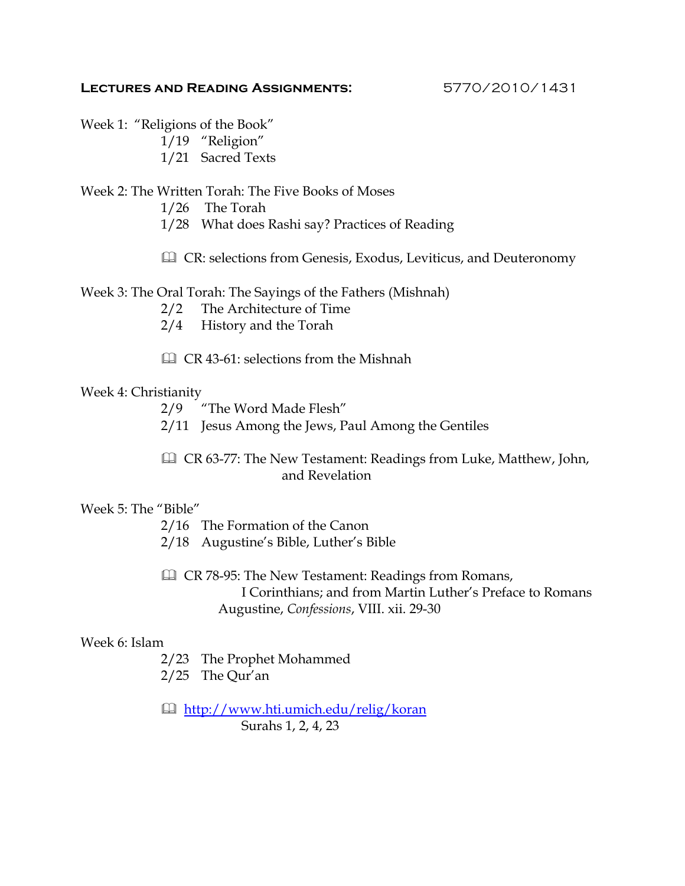## **Lectures and Reading Assignments:** 5770/2010/1431

Week 1: "Religions of the Book"
- 1/19 "Religion"
- 1/21 Sacred Texts

Week 2: The Written Torah: The Five Books of Moses
- 1/26 The Torah
- 1/28 What does Rashi say? Practices of Reading

📖 CR: selections from Genesis, Exodus, Leviticus, and Deuteronomy

Week 3: The Oral Torah: The Sayings of the Fathers (Mishnah)
- 2/2 The Architecture of Time
- 2/4 History and the Torah

📖 CR 43-61: selections from the Mishnah

Week 4: Christianity
- 2/9 "The Word Made Flesh"
- 2/11 Jesus Among the Jews, Paul Among the Gentiles

📖 CR 63-77: The New Testament: Readings from Luke, Matthew, John, and Revelation

Week 5: The "Bible"
- 2/16 The Formation of the Canon
- 2/18 Augustine's Bible, Luther's Bible

📖 CR 78-95: The New Testament: Readings from Romans, I Corinthians; and from Martin Luther's Preface to Romans
Augustine, *Confessions*, VIII. xii. 29-30

Week 6: Islam
- 2/23 The Prophet Mohammed
- 2/25 The Qur'an

📖 http://www.hti.umich.edu/relig/koran
Surahs 1, 2, 4, 23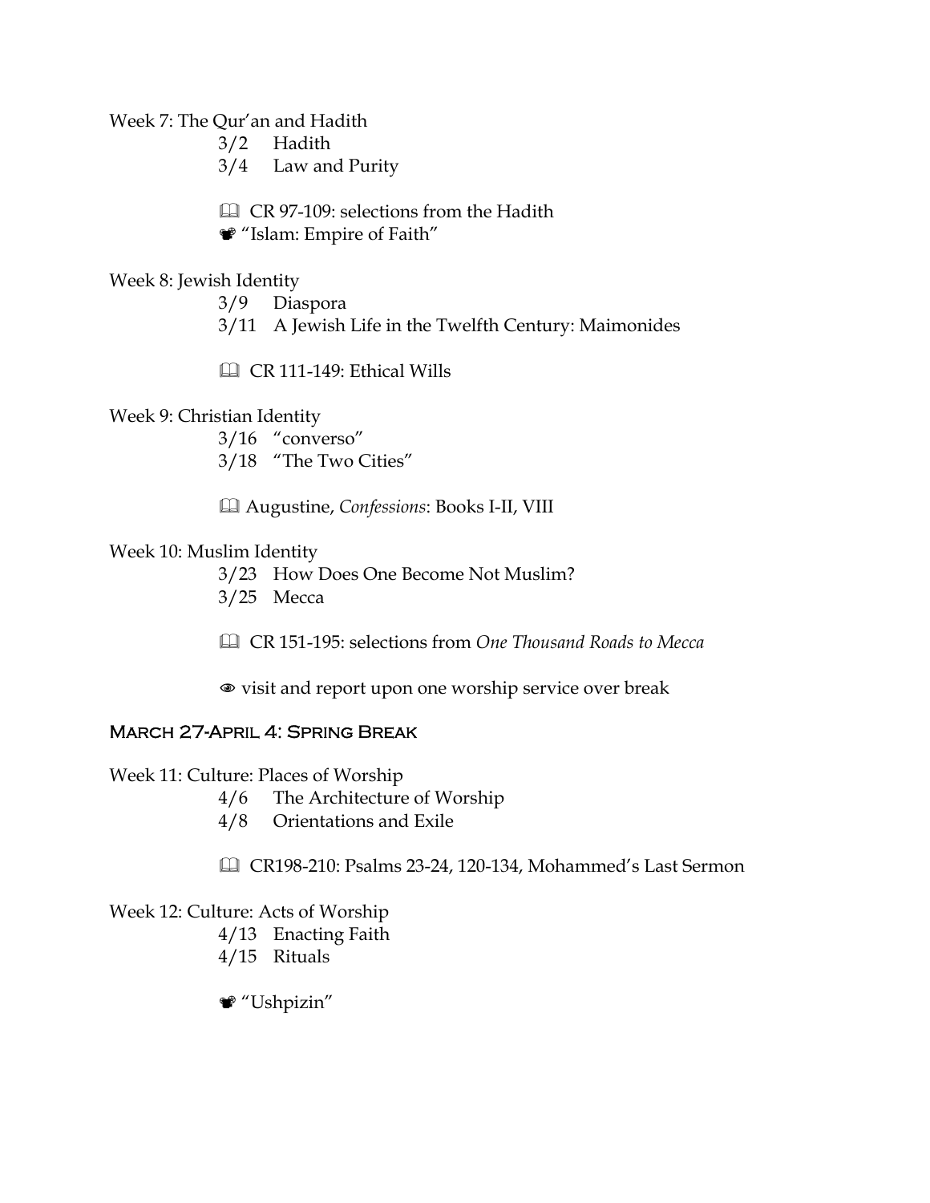Week 7: The Qur'an and Hadith

- 3/2 Hadith
- 3/4 Law and Purity

📖 CR 97-109: selections from the Hadith

🎥 "Islam: Empire of Faith"

Week 8: Jewish Identity

- 3/9 Diaspora
- 3/11 A Jewish Life in the Twelfth Century: Maimonides

📖 CR 111-149: Ethical Wills

Week 9: Christian Identity

- 3/16 "converso"
- 3/18 "The Two Cities"

📖 Augustine, *Confessions*: Books I-II, VIII

Week 10: Muslim Identity

- 3/23 How Does One Become Not Muslim?
- 3/25 Mecca

📖 CR 151-195: selections from *One Thousand Roads to Mecca*

👁 visit and report upon one worship service over break

## March 27-April 4: Spring Break

Week 11: Culture: Places of Worship

- 4/6 The Architecture of Worship
- 4/8 Orientations and Exile

📖 CR198-210: Psalms 23-24, 120-134, Mohammed's Last Sermon

Week 12: Culture: Acts of Worship

- 4/13 Enacting Faith
- 4/15 Rituals

🎥 "Ushpizin"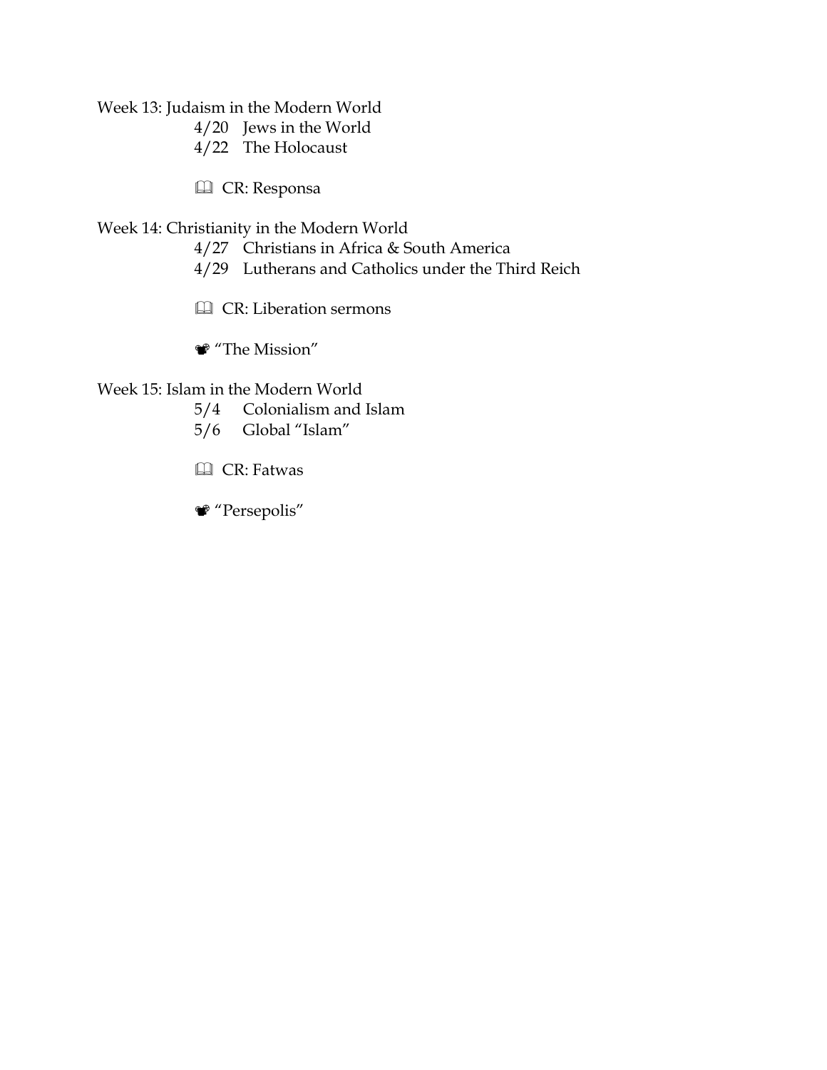Week 13: Judaism in the Modern World

4/20 Jews in the World
4/22 The Holocaust

🕮 CR: Responsa

Week 14: Christianity in the Modern World

4/27 Christians in Africa & South America
4/29 Lutherans and Catholics under the Third Reich

🕮 CR: Liberation sermons

❦ "The Mission"

Week 15: Islam in the Modern World

5/4 Colonialism and Islam
5/6 Global "Islam"

🕮 CR: Fatwas

❦ "Persepolis"